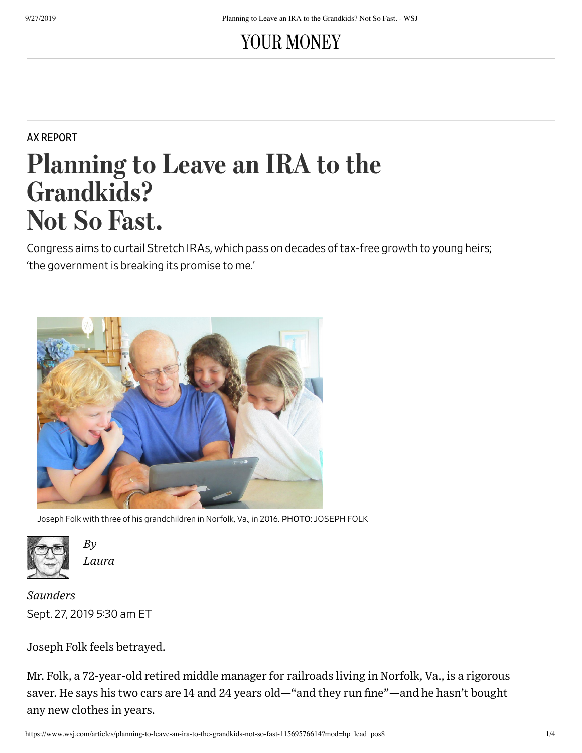YOUR MONEY

AX REPORT

# Planning to Leave an IRA to the Grandkids? Not So Fast.

Congress aims to curtail Stretch IRAs, which pass on decades of tax-free growth to young heirs; 'the government is breaking its promise to me.'

Joseph Folk with three of his grandchildren in Norfolk, Va., in 2016. PHOTO: JOSEPH FOLK

*By Laura Saunders*

Sept. 27, 2019 5:30 am ET

Joseph Folk feels betrayed.

Mr. Folk, a 72-year-old retired middle manager for railroads living in Norfolk, Va., is a rigorous saver. He says his two cars are 14 and 24 years old—"and they run fine"—and he hasn't bought any new clothes in years.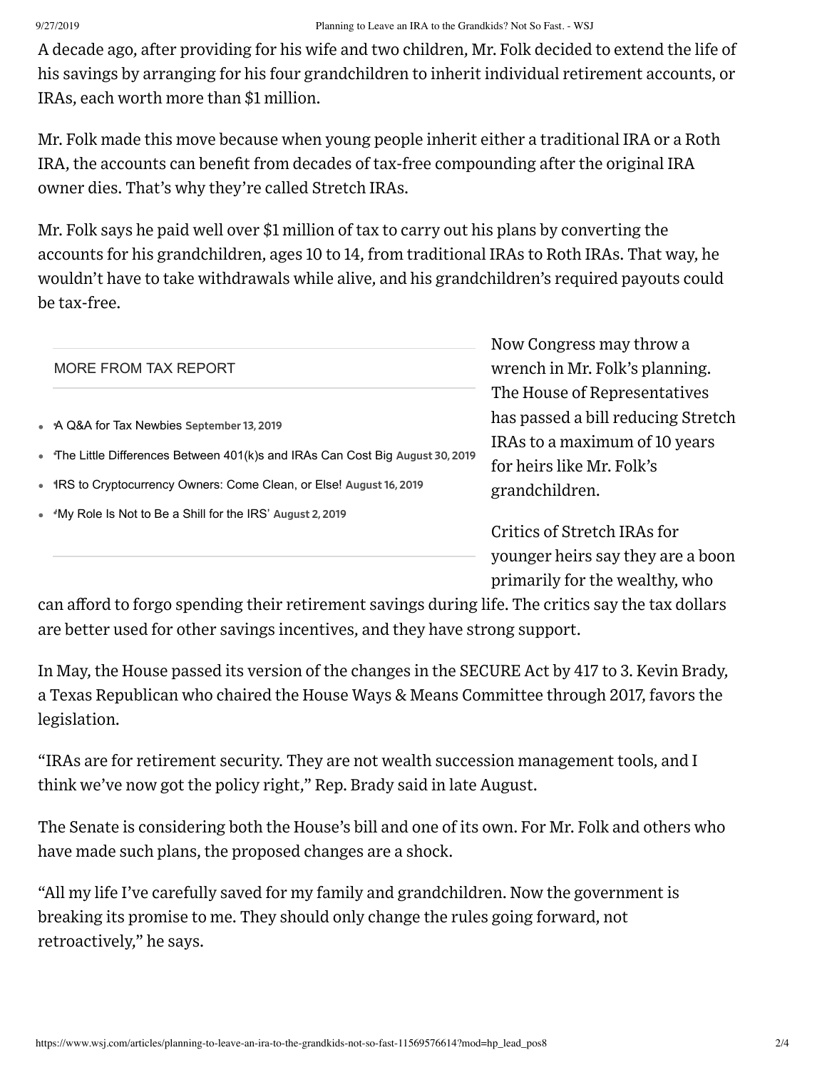A decade ago, after providing for his wife and two children, Mr. Folk decided to extend the life of his savings by arranging for his four grandchildren to inherit individual retirement accounts, or IRAs, each worth more than $1 million.

Mr. Folk made this move because when young people inherit either a traditional IRA or a Roth IRA, the accounts can benefit from decades of tax-free compounding after the original IRA owner dies. That's why they're called Stretch IRAs.

Mr. Folk says he paid well over $1 million of tax to carry out his plans by converting the accounts for his grandchildren, ages 10 to 14, from traditional IRAs to Roth IRAs. That way, he wouldn't have to take withdrawals while alive, and his grandchildren's required payouts could be tax-free.

MORE FROM TAX REPORT

- A Q&A for Tax Newbies September 13, 2019
- The Little Differences Between 401(k)s and IRAs Can Cost Big August 30, 2019
- IRS to Cryptocurrency Owners: Come Clean, or Else! August 16, 2019
- 'My Role Is Not to Be a Shill for the IRS' August 2, 2019

Now Congress may throw a wrench in Mr. Folk's planning. The House of Representatives has passed a bill reducing Stretch IRAs to a maximum of 10 years for heirs like Mr. Folk's grandchildren.

Critics of Stretch IRAs for younger heirs say they are a boon primarily for the wealthy, who can afford to forgo spending their retirement savings during life. The critics say the tax dollars are better used for other savings incentives, and they have strong support.

In May, the House passed its version of the changes in the SECURE Act by 417 to 3. Kevin Brady, a Texas Republican who chaired the House Ways & Means Committee through 2017, favors the legislation.

"IRAs are for retirement security. They are not wealth succession management tools, and I think we've now got the policy right," Rep. Brady said in late August.

The Senate is considering both the House's bill and one of its own. For Mr. Folk and others who have made such plans, the proposed changes are a shock.

"All my life I've carefully saved for my family and grandchildren. Now the government is breaking its promise to me. They should only change the rules going forward, not retroactively," he says.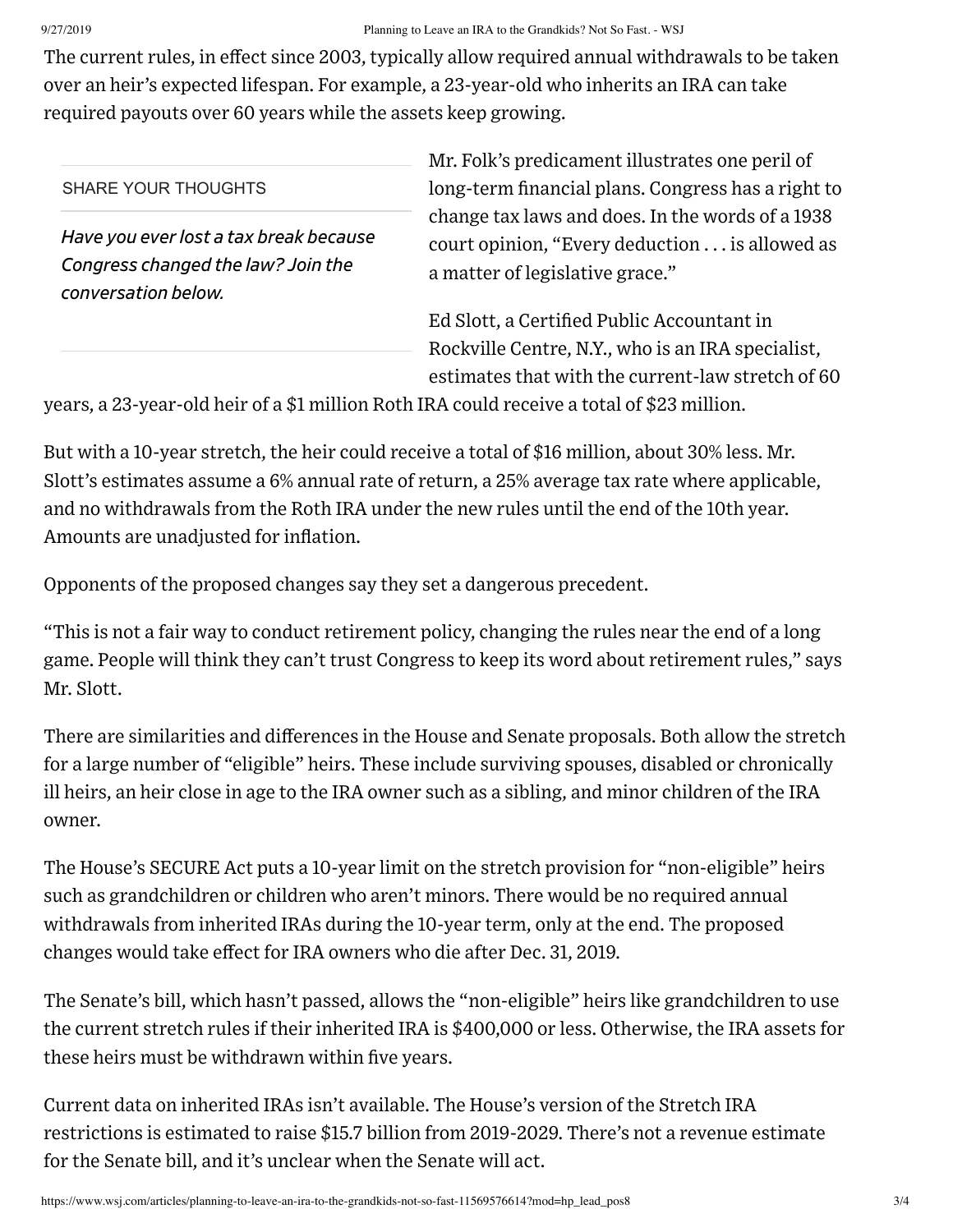The current rules, in effect since 2003, typically allow required annual withdrawals to be taken over an heir's expected lifespan. For example, a 23-year-old who inherits an IRA can take required payouts over 60 years while the assets keep growing.

SHARE YOUR THOUGHTS

*Have you ever lost a tax break because Congress changed the law? Join the conversation below.*

Mr. Folk's predicament illustrates one peril of long-term financial plans. Congress has a right to change tax laws and does. In the words of a 1938 court opinion, "Every deduction . . . is allowed as a matter of legislative grace."

Ed Slott, a Certified Public Accountant in Rockville Centre, N.Y., who is an IRA specialist, estimates that with the current-law stretch of 60 years, a 23-year-old heir of a $1 million Roth IRA could receive a total of $23 million.

But with a 10-year stretch, the heir could receive a total of $16 million, about 30% less. Mr. Slott's estimates assume a 6% annual rate of return, a 25% average tax rate where applicable, and no withdrawals from the Roth IRA under the new rules until the end of the 10th year. Amounts are unadjusted for inflation.

Opponents of the proposed changes say they set a dangerous precedent.

"This is not a fair way to conduct retirement policy, changing the rules near the end of a long game. People will think they can't trust Congress to keep its word about retirement rules," says Mr. Slott.

There are similarities and differences in the House and Senate proposals. Both allow the stretch for a large number of "eligible" heirs. These include surviving spouses, disabled or chronically ill heirs, an heir close in age to the IRA owner such as a sibling, and minor children of the IRA owner.

The House's SECURE Act puts a 10-year limit on the stretch provision for "non-eligible" heirs such as grandchildren or children who aren't minors. There would be no required annual withdrawals from inherited IRAs during the 10-year term, only at the end. The proposed changes would take effect for IRA owners who die after Dec. 31, 2019.

The Senate's bill, which hasn't passed, allows the "non-eligible" heirs like grandchildren to use the current stretch rules if their inherited IRA is $400,000 or less. Otherwise, the IRA assets for these heirs must be withdrawn within five years.

Current data on inherited IRAs isn't available. The House's version of the Stretch IRA restrictions is estimated to raise $15.7 billion from 2019-2029. There's not a revenue estimate for the Senate bill, and it's unclear when the Senate will act.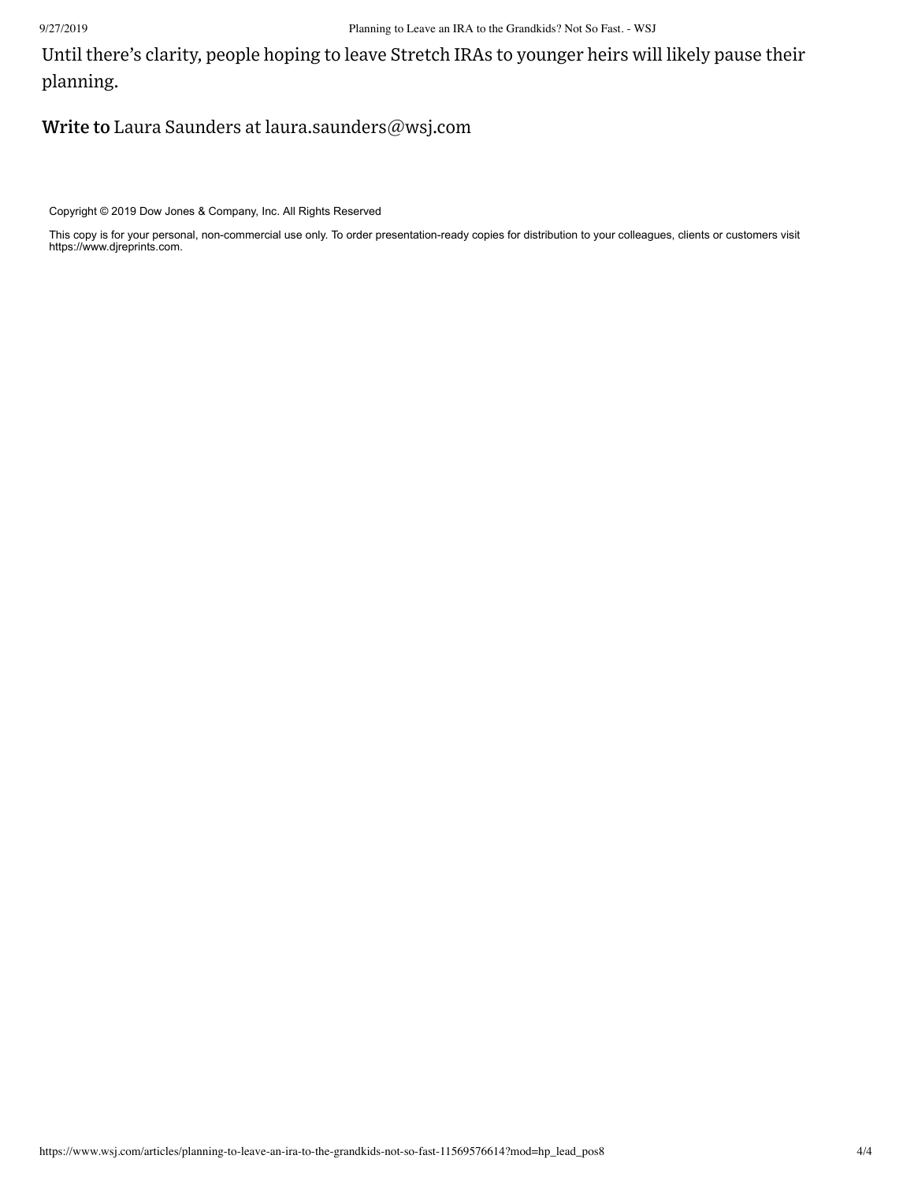Until there's clarity, people hoping to leave Stretch IRAs to younger heirs will likely pause their planning.

**Write to** Laura Saunders at laura.saunders@wsj.com

Copyright © 2019 Dow Jones & Company, Inc. All Rights Reserved

This copy is for your personal, non-commercial use only. To order presentation-ready copies for distribution to your colleagues, clients or customers visit https://www.djreprints.com.